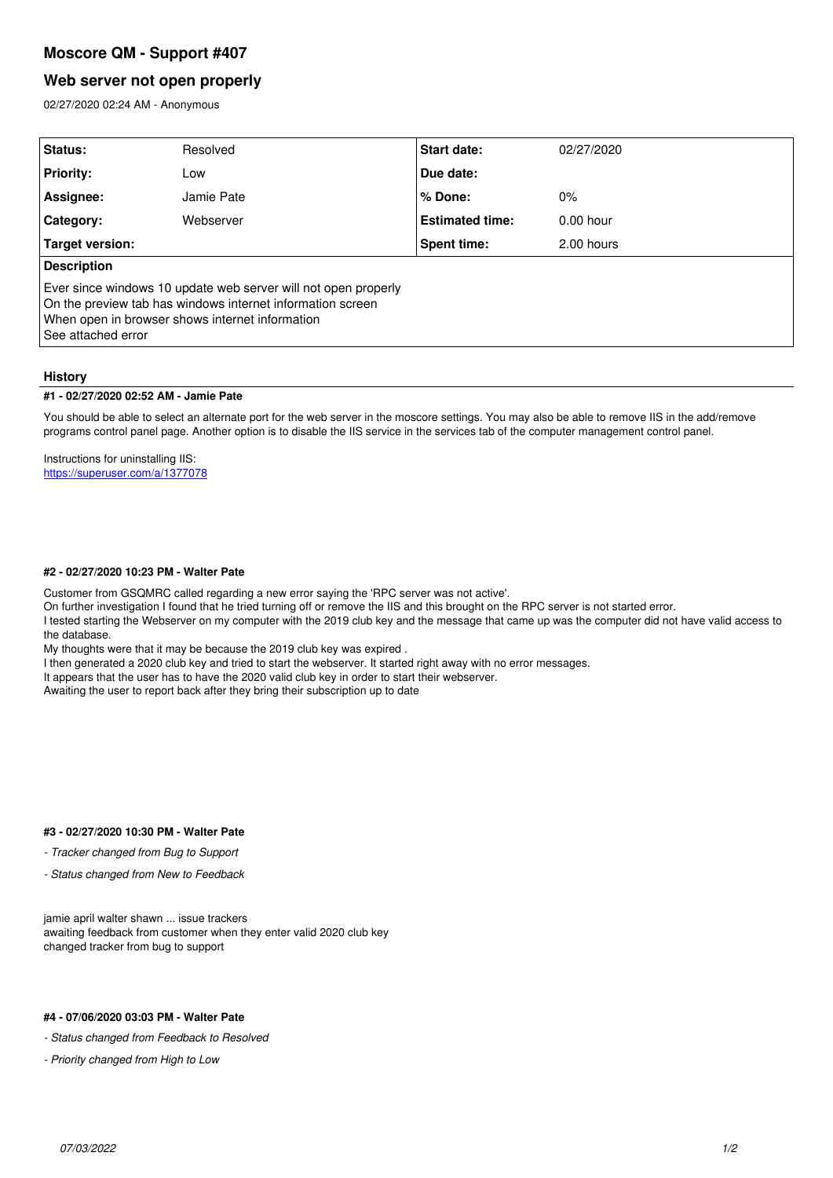# Moscore QM - Support #407

## Web server not open properly

02/27/2020 02:24 AM - Anonymous

| Status: | Resolved | Start date: | 02/27/2020 |
|---|---|---|---|
| Priority: | Low | Due date: | |
| Assignee: | Jamie Pate | % Done: | 0% |
| Category: | Webserver | Estimated time: | 0.00 hour |
| Target version: | | Spent time: | 2.00 hours |

**Description**

Ever since windows 10 update web server will not open properly
On the preview tab has windows internet information screen
When open in browser shows internet information
See attached error

### History

#### #1 - 02/27/2020 02:52 AM - Jamie Pate

You should be able to select an alternate port for the web server in the moscore settings. You may also be able to remove IIS in the add/remove programs control panel page. Another option is to disable the IIS service in the services tab of the computer management control panel.

Instructions for uninstalling IIS:
https://superuser.com/a/1377078

#### #2 - 02/27/2020 10:23 PM - Walter Pate

Customer from GSQMRC called regarding a new error saying the 'RPC server was not active'.
On further investigation I found that he tried turning off or remove the IIS and this brought on the RPC server is not started error.
I tested starting the Webserver on my computer with the 2019 club key and the message that came up was the computer did not have valid access to the database.
My thoughts were that it may be because the 2019 club key was expired .
I then generated a 2020 club key and tried to start the webserver. It started right away with no error messages.
It appears that the user has to have the 2020 valid club key in order to start their webserver.
Awaiting the user to report back after they bring their subscription up to date

#### #3 - 02/27/2020 10:30 PM - Walter Pate

- *Tracker changed from Bug to Support*
- *Status changed from New to Feedback*

jamie april walter shawn ... issue trackers
awaiting feedback from customer when they enter valid 2020 club key
changed tracker from bug to support

#### #4 - 07/06/2020 03:03 PM - Walter Pate

- *Status changed from Feedback to Resolved*
- *Priority changed from High to Low*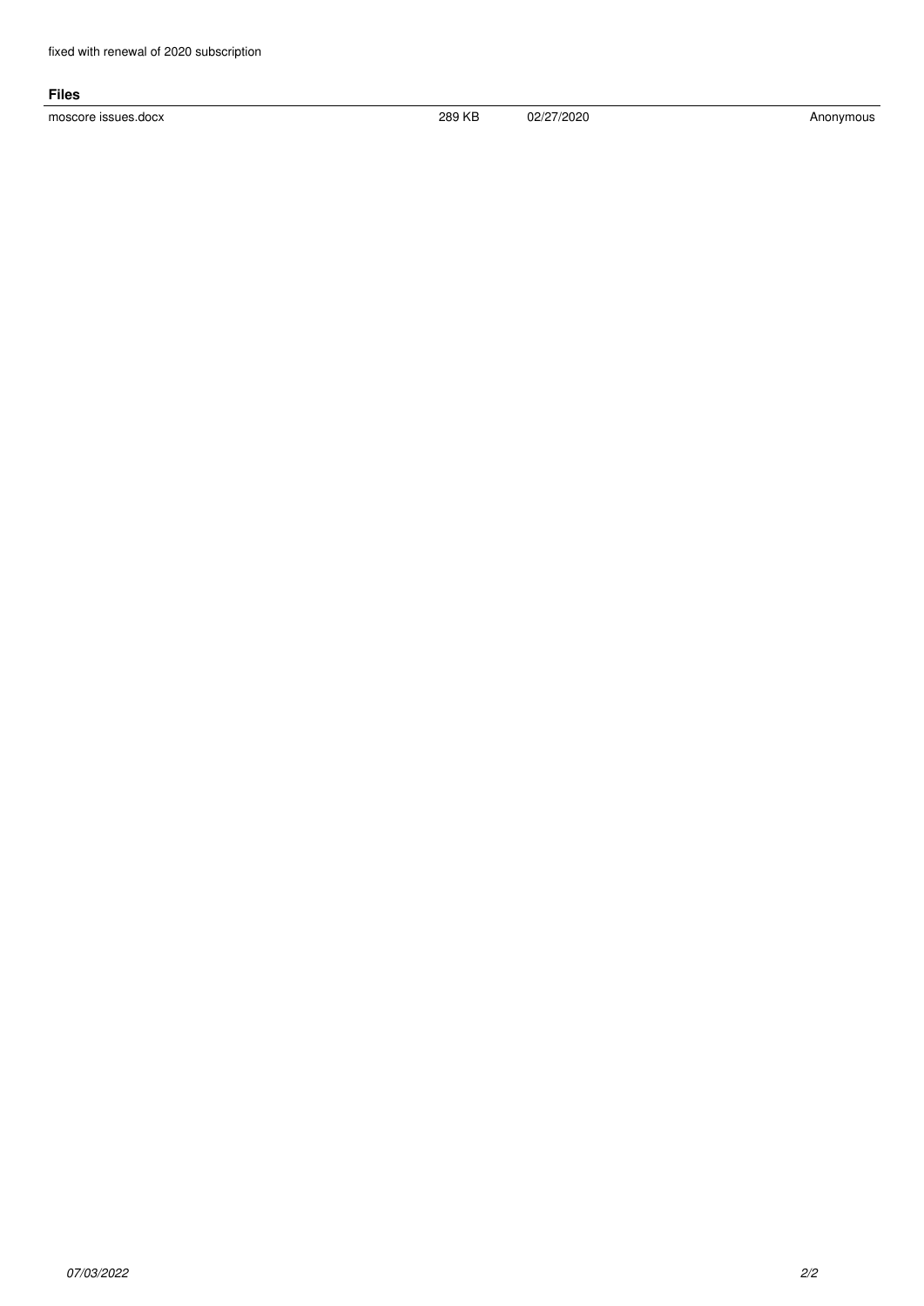fixed with renewal of 2020 subscription

**Files**

| | | | |
|---|---|---|---|
| moscore issues.docx | 289 KB | 02/27/2020 | Anonymous |